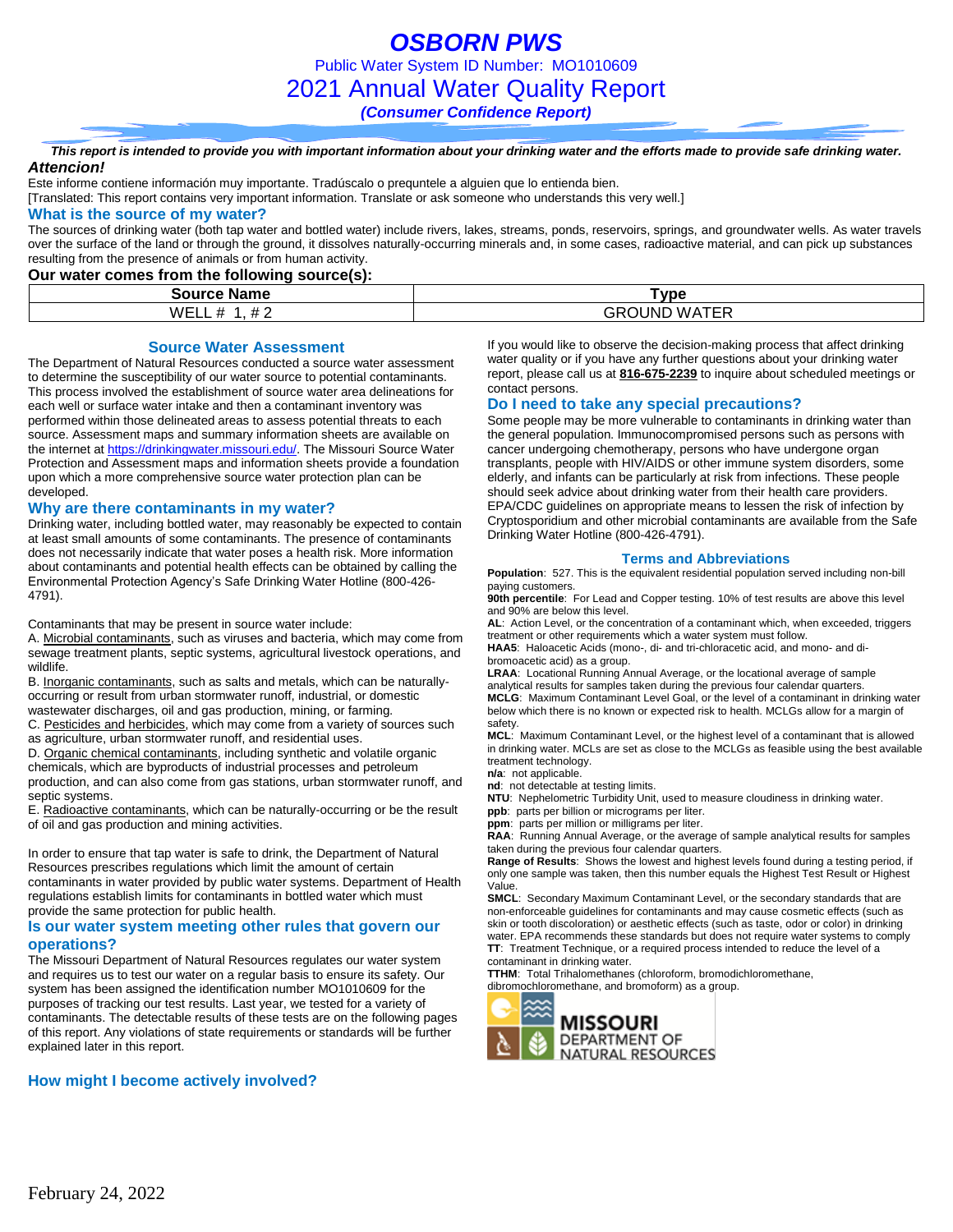# OSBORN PWS

Public Water System ID Number: MO1010609

## 2021 Annual Water Quality Report

*(Consumer Confidence Report)*

***This report is intended to provide you with important information about your drinking water and the efforts made to provide safe drinking water.***

***Attencion!***

Este informe contiene información muy importante. Tradúscalo o prequntele a alguien que lo entienda bien.
[Translated: This report contains very important information. Translate or ask someone who understands this very well.]

### What is the source of my water?

The sources of drinking water (both tap water and bottled water) include rivers, lakes, streams, ponds, reservoirs, springs, and groundwater wells. As water travels over the surface of the land or through the ground, it dissolves naturally-occurring minerals and, in some cases, radioactive material, and can pick up substances resulting from the presence of animals or from human activity.

**Our water comes from the following source(s):**

| Source Name | Type |
| --- | --- |
| WELL # 1, # 2 | GROUND WATER |

### Source Water Assessment

The Department of Natural Resources conducted a source water assessment to determine the susceptibility of our water source to potential contaminants. This process involved the establishment of source water area delineations for each well or surface water intake and then a contaminant inventory was performed within those delineated areas to assess potential threats to each source. Assessment maps and summary information sheets are available on the internet at https://drinkingwater.missouri.edu/. The Missouri Source Water Protection and Assessment maps and information sheets provide a foundation upon which a more comprehensive source water protection plan can be developed.

### Why are there contaminants in my water?

Drinking water, including bottled water, may reasonably be expected to contain at least small amounts of some contaminants. The presence of contaminants does not necessarily indicate that water poses a health risk. More information about contaminants and potential health effects can be obtained by calling the Environmental Protection Agency's Safe Drinking Water Hotline (800-426-4791).

Contaminants that may be present in source water include:

A. Microbial contaminants, such as viruses and bacteria, which may come from sewage treatment plants, septic systems, agricultural livestock operations, and wildlife.
B. Inorganic contaminants, such as salts and metals, which can be naturally-occurring or result from urban stormwater runoff, industrial, or domestic wastewater discharges, oil and gas production, mining, or farming.
C. Pesticides and herbicides, which may come from a variety of sources such as agriculture, urban stormwater runoff, and residential uses.
D. Organic chemical contaminants, including synthetic and volatile organic chemicals, which are byproducts of industrial processes and petroleum production, and can also come from gas stations, urban stormwater runoff, and septic systems.
E. Radioactive contaminants, which can be naturally-occurring or be the result of oil and gas production and mining activities.

In order to ensure that tap water is safe to drink, the Department of Natural Resources prescribes regulations which limit the amount of certain contaminants in water provided by public water systems. Department of Health regulations establish limits for contaminants in bottled water which must provide the same protection for public health.

### Is our water system meeting other rules that govern our operations?

The Missouri Department of Natural Resources regulates our water system and requires us to test our water on a regular basis to ensure its safety. Our system has been assigned the identification number MO1010609 for the purposes of tracking our test results. Last year, we tested for a variety of contaminants. The detectable results of these tests are on the following pages of this report. Any violations of state requirements or standards will be further explained later in this report.

### How might I become actively involved?

If you would like to observe the decision-making process that affect drinking water quality or if you have any further questions about your drinking water report, please call us at **816-675-2239** to inquire about scheduled meetings or contact persons.

### Do I need to take any special precautions?

Some people may be more vulnerable to contaminants in drinking water than the general population. Immunocompromised persons such as persons with cancer undergoing chemotherapy, persons who have undergone organ transplants, people with HIV/AIDS or other immune system disorders, some elderly, and infants can be particularly at risk from infections. These people should seek advice about drinking water from their health care providers. EPA/CDC guidelines on appropriate means to lessen the risk of infection by Cryptosporidium and other microbial contaminants are available from the Safe Drinking Water Hotline (800-426-4791).

### Terms and Abbreviations

**Population**: 527. This is the equivalent residential population served including non-bill paying customers.
**90th percentile**: For Lead and Copper testing. 10% of test results are above this level and 90% are below this level.
**AL**: Action Level, or the concentration of a contaminant which, when exceeded, triggers treatment or other requirements which a water system must follow.
**HAA5**: Haloacetic Acids (mono-, di- and tri-chloracetic acid, and mono- and di-bromoacetic acid) as a group.
**LRAA**: Locational Running Annual Average, or the locational average of sample analytical results for samples taken during the previous four calendar quarters.
**MCLG**: Maximum Contaminant Level Goal, or the level of a contaminant in drinking water below which there is no known or expected risk to health. MCLGs allow for a margin of safety.
**MCL**: Maximum Contaminant Level, or the highest level of a contaminant that is allowed in drinking water. MCLs are set as close to the MCLGs as feasible using the best available treatment technology.
**n/a**: not applicable.
**nd**: not detectable at testing limits.
**NTU**: Nephelometric Turbidity Unit, used to measure cloudiness in drinking water.
**ppb**: parts per billion or micrograms per liter.
**ppm**: parts per million or milligrams per liter.
**RAA**: Running Annual Average, or the average of sample analytical results for samples taken during the previous four calendar quarters.
**Range of Results**: Shows the lowest and highest levels found during a testing period, if only one sample was taken, then this number equals the Highest Test Result or Highest Value.
**SMCL**: Secondary Maximum Contaminant Level, or the secondary standards that are non-enforceable guidelines for contaminants and may cause cosmetic effects (such as skin or tooth discoloration) or aesthetic effects (such as taste, odor or color) in drinking water. EPA recommends these standards but does not require water systems to comply
**TT**: Treatment Technique, or a required process intended to reduce the level of a contaminant in drinking water.
**TTHM**: Total Trihalomethanes (chloroform, bromodichloromethane, dibromochloromethane, and bromoform) as a group.

MISSOURI DEPARTMENT OF NATURAL RESOURCES

February 24, 2022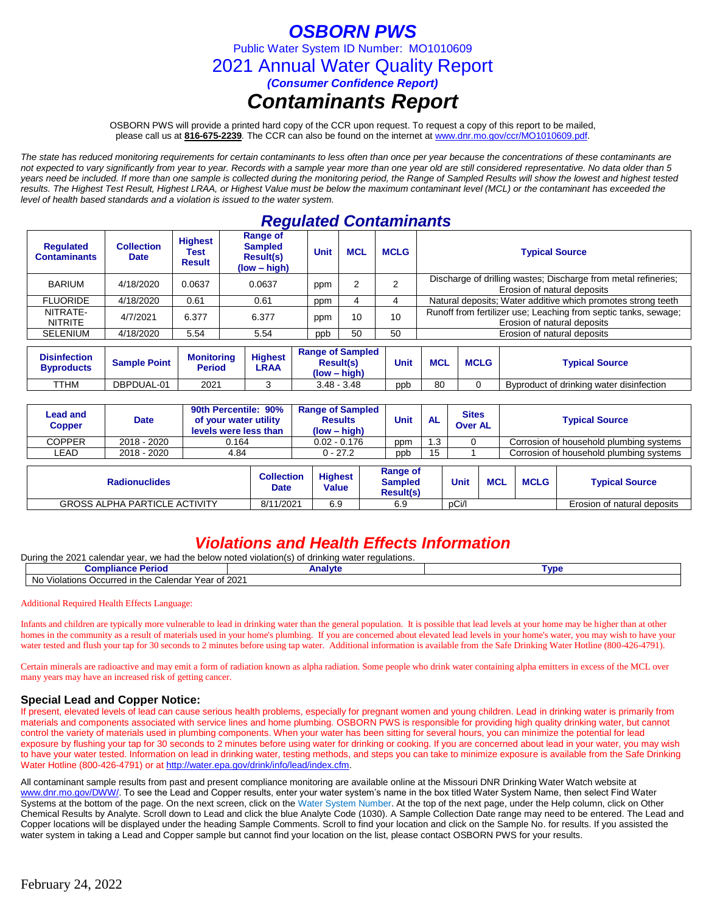# OSBORN PWS

Public Water System ID Number: MO1010609

## 2021 Annual Water Quality Report

***(Consumer Confidence Report)***

# *Contaminants Report*

OSBORN PWS will provide a printed hard copy of the CCR upon request. To request a copy of this report to be mailed, please call us at **816-675-2239**. The CCR can also be found on the internet at www.dnr.mo.gov/ccr/MO1010609.pdf.

*The state has reduced monitoring requirements for certain contaminants to less often than once per year because the concentrations of these contaminants are not expected to vary significantly from year to year. Records with a sample year more than one year old are still considered representative. No data older than 5 years need be included. If more than one sample is collected during the monitoring period, the Range of Sampled Results will show the lowest and highest tested results. The Highest Test Result, Highest LRAA, or Highest Value must be below the maximum contaminant level (MCL) or the contaminant has exceeded the level of health based standards and a violation is issued to the water system.*

## *Regulated Contaminants*

| Regulated Contaminants | Collection Date | Highest Test Result | Range of Sampled Result(s) (low – high) | Unit | MCL | MCLG | Typical Source |
|---|---|---|---|---|---|---|---|
| BARIUM | 4/18/2020 | 0.0637 | 0.0637 | ppm | 2 | 2 | Discharge of drilling wastes; Discharge from metal refineries; Erosion of natural deposits |
| FLUORIDE | 4/18/2020 | 0.61 | 0.61 | ppm | 4 | 4 | Natural deposits; Water additive which promotes strong teeth |
| NITRATE-NITRITE | 4/7/2021 | 6.377 | 6.377 | ppm | 10 | 10 | Runoff from fertilizer use; Leaching from septic tanks, sewage; Erosion of natural deposits |
| SELENIUM | 4/18/2020 | 5.54 | 5.54 | ppb | 50 | 50 | Erosion of natural deposits |

| Disinfection Byproducts | Sample Point | Monitoring Period | Highest LRAA | Range of Sampled Result(s) (low – high) | Unit | MCL | MCLG | Typical Source |
|---|---|---|---|---|---|---|---|---|
| TTHM | DBPDUAL-01 | 2021 | 3 | 3.48 - 3.48 | ppb | 80 | 0 | Byproduct of drinking water disinfection |

| Lead and Copper | Date | 90th Percentile: 90% of your water utility levels were less than | Range of Sampled Results (low – high) | Unit | AL | Sites Over AL | Typical Source |
|---|---|---|---|---|---|---|---|
| COPPER | 2018 - 2020 | 0.164 | 0.02 - 0.176 | ppm | 1.3 | 0 | Corrosion of household plumbing systems |
| LEAD | 2018 - 2020 | 4.84 | 0 - 27.2 | ppb | 15 | 1 | Corrosion of household plumbing systems |

| Radionuclides | Collection Date | Highest Value | Range of Sampled Result(s) | Unit | MCL | MCLG | Typical Source |
|---|---|---|---|---|---|---|---|
| GROSS ALPHA PARTICLE ACTIVITY | 8/11/2021 | 6.9 | 6.9 | pCi/l | | | Erosion of natural deposits |

## *Violations and Health Effects Information*

During the 2021 calendar year, we had the below noted violation(s) of drinking water regulations.

| Compliance Period | Analyte | Type |
|---|---|---|
| No Violations Occurred in the Calendar Year of 2021 | | |

Additional Required Health Effects Language:

Infants and children are typically more vulnerable to lead in drinking water than the general population. It is possible that lead levels at your home may be higher than at other homes in the community as a result of materials used in your home's plumbing. If you are concerned about elevated lead levels in your home's water, you may wish to have your water tested and flush your tap for 30 seconds to 2 minutes before using tap water. Additional information is available from the Safe Drinking Water Hotline (800-426-4791).

Certain minerals are radioactive and may emit a form of radiation known as alpha radiation. Some people who drink water containing alpha emitters in excess of the MCL over many years may have an increased risk of getting cancer.

### Special Lead and Copper Notice:

If present, elevated levels of lead can cause serious health problems, especially for pregnant women and young children. Lead in drinking water is primarily from materials and components associated with service lines and home plumbing. OSBORN PWS is responsible for providing high quality drinking water, but cannot control the variety of materials used in plumbing components. When your water has been sitting for several hours, you can minimize the potential for lead exposure by flushing your tap for 30 seconds to 2 minutes before using water for drinking or cooking. If you are concerned about lead in your water, you may wish to have your water tested. Information on lead in drinking water, testing methods, and steps you can take to minimize exposure is available from the Safe Drinking Water Hotline (800-426-4791) or at http://water.epa.gov/drink/info/lead/index.cfm.

All contaminant sample results from past and present compliance monitoring are available online at the Missouri DNR Drinking Water Watch website at www.dnr.mo.gov/DWW/. To see the Lead and Copper results, enter your water system's name in the box titled Water System Name, then select Find Water Systems at the bottom of the page. On the next screen, click on the Water System Number. At the top of the next page, under the Help column, click on Other Chemical Results by Analyte. Scroll down to Lead and click the blue Analyte Code (1030). A Sample Collection Date range may need to be entered. The Lead and Copper locations will be displayed under the heading Sample Comments. Scroll to find your location and click on the Sample No. for results. If you assisted the water system in taking a Lead and Copper sample but cannot find your location on the list, please contact OSBORN PWS for your results.

February 24, 2022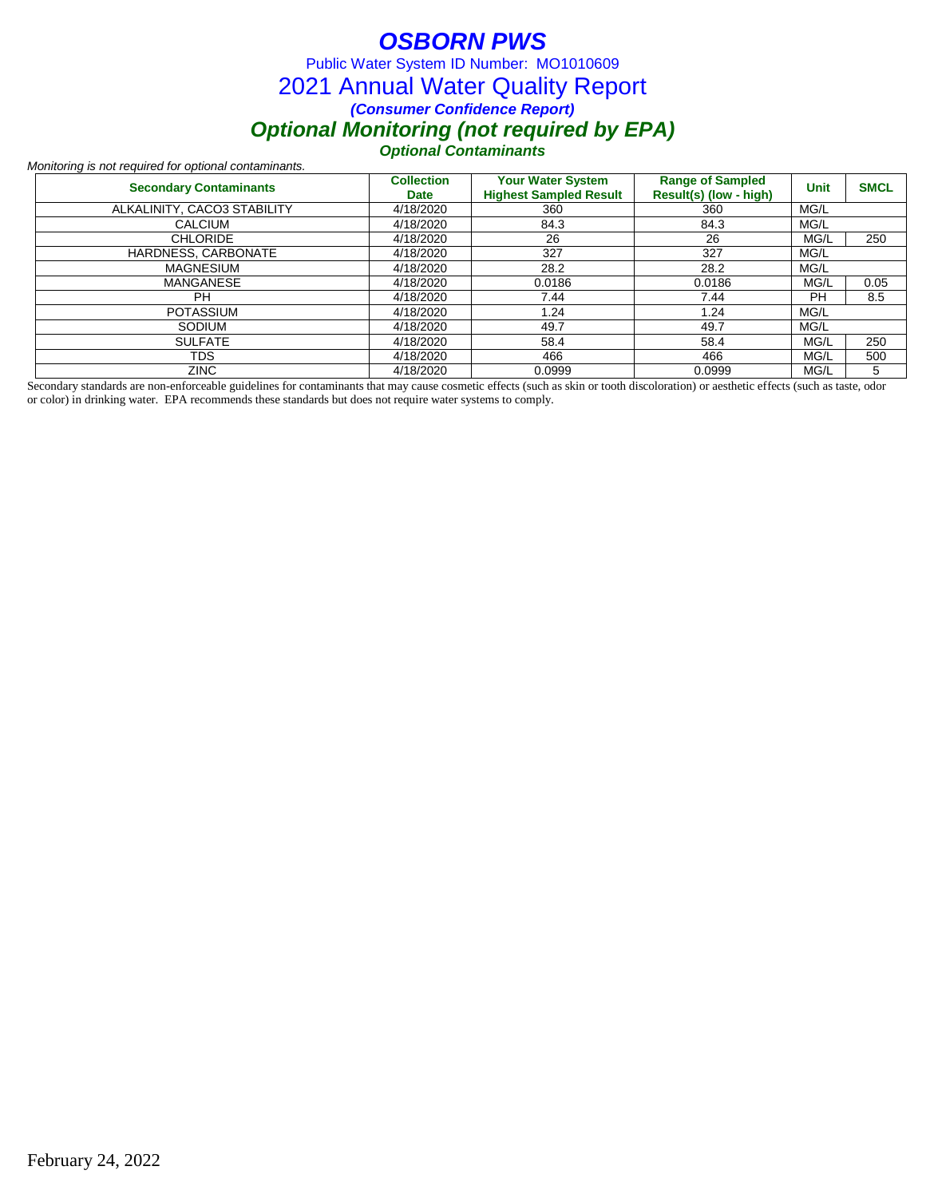# OSBORN PWS

Public Water System ID Number: MO1010609

## 2021 Annual Water Quality Report

***(Consumer Confidence Report)***

## *Optional Monitoring (not required by EPA)*

### *Optional Contaminants*

*Monitoring is not required for optional contaminants.*

| Secondary Contaminants | Collection Date | Your Water System Highest Sampled Result | Range of Sampled Result(s) (low - high) | Unit | SMCL |
|---|---|---|---|---|---|
| ALKALINITY, CACO3 STABILITY | 4/18/2020 | 360 | 360 | MG/L | |
| CALCIUM | 4/18/2020 | 84.3 | 84.3 | MG/L | |
| CHLORIDE | 4/18/2020 | 26 | 26 | MG/L | 250 |
| HARDNESS, CARBONATE | 4/18/2020 | 327 | 327 | MG/L | |
| MAGNESIUM | 4/18/2020 | 28.2 | 28.2 | MG/L | |
| MANGANESE | 4/18/2020 | 0.0186 | 0.0186 | MG/L | 0.05 |
| PH | 4/18/2020 | 7.44 | 7.44 | PH | 8.5 |
| POTASSIUM | 4/18/2020 | 1.24 | 1.24 | MG/L | |
| SODIUM | 4/18/2020 | 49.7 | 49.7 | MG/L | |
| SULFATE | 4/18/2020 | 58.4 | 58.4 | MG/L | 250 |
| TDS | 4/18/2020 | 466 | 466 | MG/L | 500 |
| ZINC | 4/18/2020 | 0.0999 | 0.0999 | MG/L | 5 |

Secondary standards are non-enforceable guidelines for contaminants that may cause cosmetic effects (such as skin or tooth discoloration) or aesthetic effects (such as taste, odor or color) in drinking water. EPA recommends these standards but does not require water systems to comply.

February 24, 2022